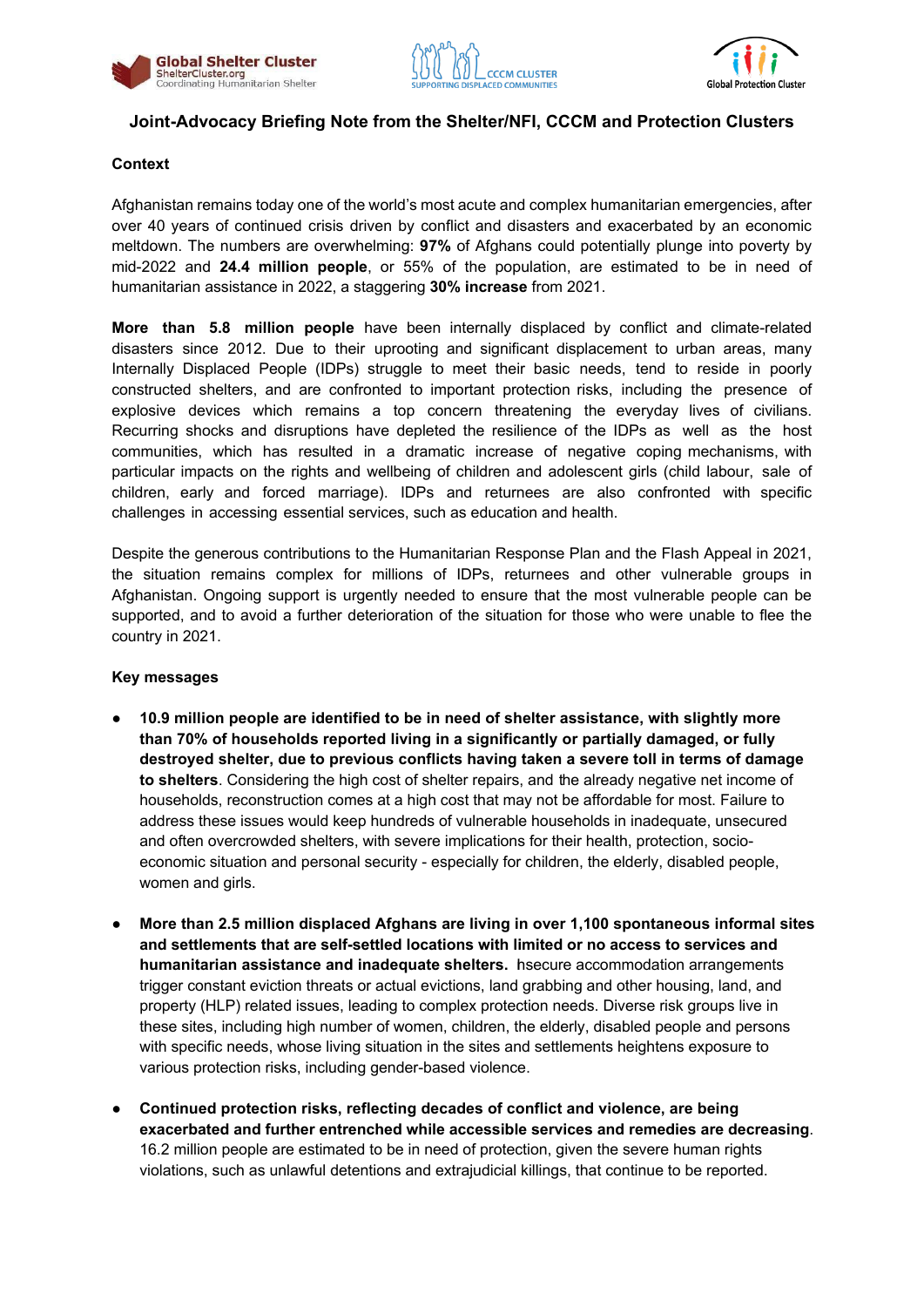# Joint-Advocacy Briefing Note from the Shelter/NFI, CCCM and Protection Clusters

## Context

Afghanistan remains today one of the world's most acute and complex humanitarian emergencies, after over 40 years of continued crisis driven by conflict and disasters and exacerbated by an economic meltdown. The numbers are overwhelming: **97%** of Afghans could potentially plunge into poverty by mid-2022 and **24.4 million people**, or 55% of the population, are estimated to be in need of humanitarian assistance in 2022, a staggering **30% increase** from 2021.

**More than 5.8 million people** have been internally displaced by conflict and climate-related disasters since 2012. Due to their uprooting and significant displacement to urban areas, many Internally Displaced People (IDPs) struggle to meet their basic needs, tend to reside in poorly constructed shelters, and are confronted to important protection risks, including the presence of explosive devices which remains a top concern threatening the everyday lives of civilians. Recurring shocks and disruptions have depleted the resilience of the IDPs as well as the host communities, which has resulted in a dramatic increase of negative coping mechanisms, with particular impacts on the rights and wellbeing of children and adolescent girls (child labour, sale of children, early and forced marriage). IDPs and returnees are also confronted with specific challenges in accessing essential services, such as education and health.

Despite the generous contributions to the Humanitarian Response Plan and the Flash Appeal in 2021, the situation remains complex for millions of IDPs, returnees and other vulnerable groups in Afghanistan. Ongoing support is urgently needed to ensure that the most vulnerable people can be supported, and to avoid a further deterioration of the situation for those who were unable to flee the country in 2021.

## Key messages

- **10.9 million people are identified to be in need of shelter assistance, with slightly more than 70% of households reported living in a significantly or partially damaged, or fully destroyed shelter, due to previous conflicts having taken a severe toll in terms of damage to shelters**. Considering the high cost of shelter repairs, and the already negative net income of households, reconstruction comes at a high cost that may not be affordable for most. Failure to address these issues would keep hundreds of vulnerable households in inadequate, unsecured and often overcrowded shelters, with severe implications for their health, protection, socio-economic situation and personal security - especially for children, the elderly, disabled people, women and girls.

- **More than 2.5 million displaced Afghans are living in over 1,100 spontaneous informal sites and settlements that are self-settled locations with limited or no access to services and humanitarian assistance and inadequate shelters.** Insecure accommodation arrangements trigger constant eviction threats or actual evictions, land grabbing and other housing, land, and property (HLP) related issues, leading to complex protection needs. Diverse risk groups live in these sites, including high number of women, children, the elderly, disabled people and persons with specific needs, whose living situation in the sites and settlements heightens exposure to various protection risks, including gender-based violence.

- **Continued protection risks, reflecting decades of conflict and violence, are being exacerbated and further entrenched while accessible services and remedies are decreasing**. 16.2 million people are estimated to be in need of protection, given the severe human rights violations, such as unlawful detentions and extrajudicial killings, that continue to be reported.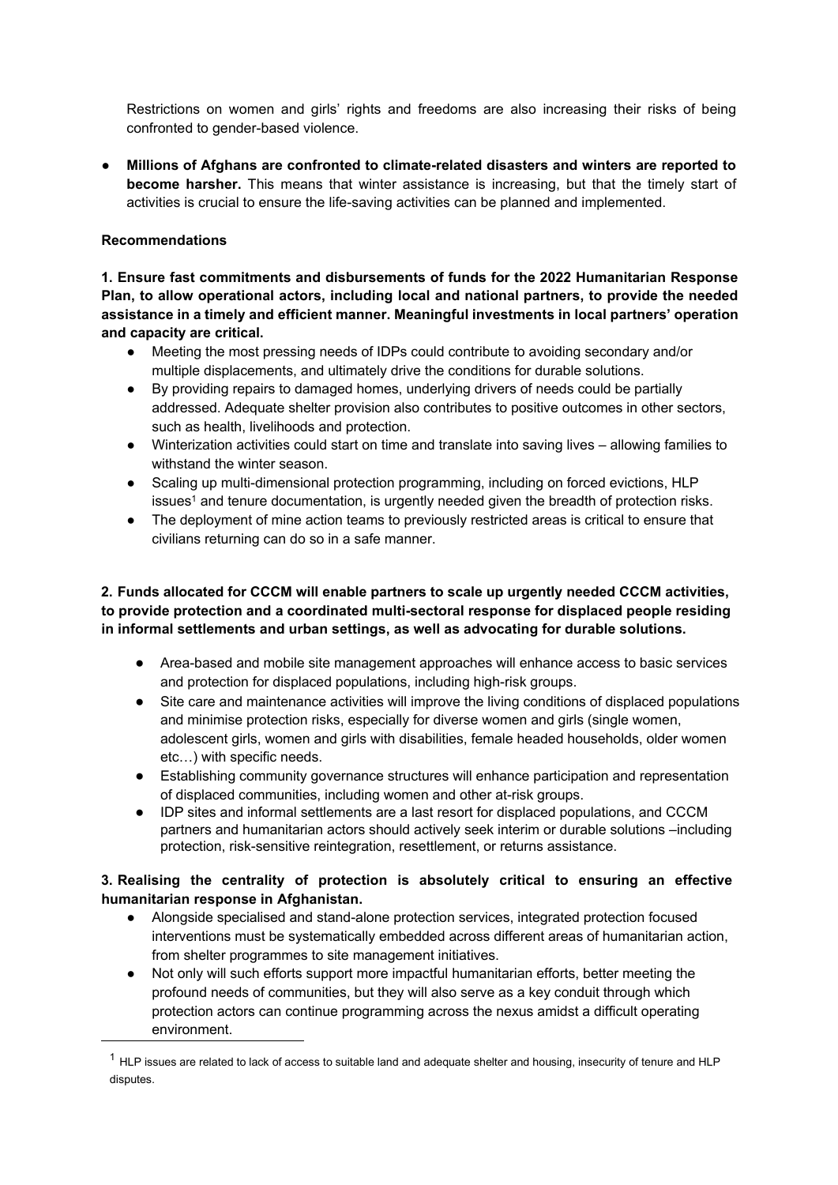Restrictions on women and girls' rights and freedoms are also increasing their risks of being confronted to gender-based violence.

- **Millions of Afghans are confronted to climate-related disasters and winters are reported to become harsher.** This means that winter assistance is increasing, but that the timely start of activities is crucial to ensure the life-saving activities can be planned and implemented.

**Recommendations**

**1. Ensure fast commitments and disbursements of funds for the 2022 Humanitarian Response Plan, to allow operational actors, including local and national partners, to provide the needed assistance in a timely and efficient manner. Meaningful investments in local partners' operation and capacity are critical.**

- Meeting the most pressing needs of IDPs could contribute to avoiding secondary and/or multiple displacements, and ultimately drive the conditions for durable solutions.
- By providing repairs to damaged homes, underlying drivers of needs could be partially addressed. Adequate shelter provision also contributes to positive outcomes in other sectors, such as health, livelihoods and protection.
- Winterization activities could start on time and translate into saving lives – allowing families to withstand the winter season.
- Scaling up multi-dimensional protection programming, including on forced evictions, HLP issues[1] and tenure documentation, is urgently needed given the breadth of protection risks.
- The deployment of mine action teams to previously restricted areas is critical to ensure that civilians returning can do so in a safe manner.

**2. Funds allocated for CCCM will enable partners to scale up urgently needed CCCM activities, to provide protection and a coordinated multi-sectoral response for displaced people residing in informal settlements and urban settings, as well as advocating for durable solutions.**

- Area-based and mobile site management approaches will enhance access to basic services and protection for displaced populations, including high-risk groups.
- Site care and maintenance activities will improve the living conditions of displaced populations and minimise protection risks, especially for diverse women and girls (single women, adolescent girls, women and girls with disabilities, female headed households, older women etc…) with specific needs.
- Establishing community governance structures will enhance participation and representation of displaced communities, including women and other at-risk groups.
- IDP sites and informal settlements are a last resort for displaced populations, and CCCM partners and humanitarian actors should actively seek interim or durable solutions –including protection, risk-sensitive reintegration, resettlement, or returns assistance.

**3. Realising the centrality of protection is absolutely critical to ensuring an effective humanitarian response in Afghanistan.**

- Alongside specialised and stand-alone protection services, integrated protection focused interventions must be systematically embedded across different areas of humanitarian action, from shelter programmes to site management initiatives.
- Not only will such efforts support more impactful humanitarian efforts, better meeting the profound needs of communities, but they will also serve as a key conduit through which protection actors can continue programming across the nexus amidst a difficult operating environment.

[1] HLP issues are related to lack of access to suitable land and adequate shelter and housing, insecurity of tenure and HLP disputes.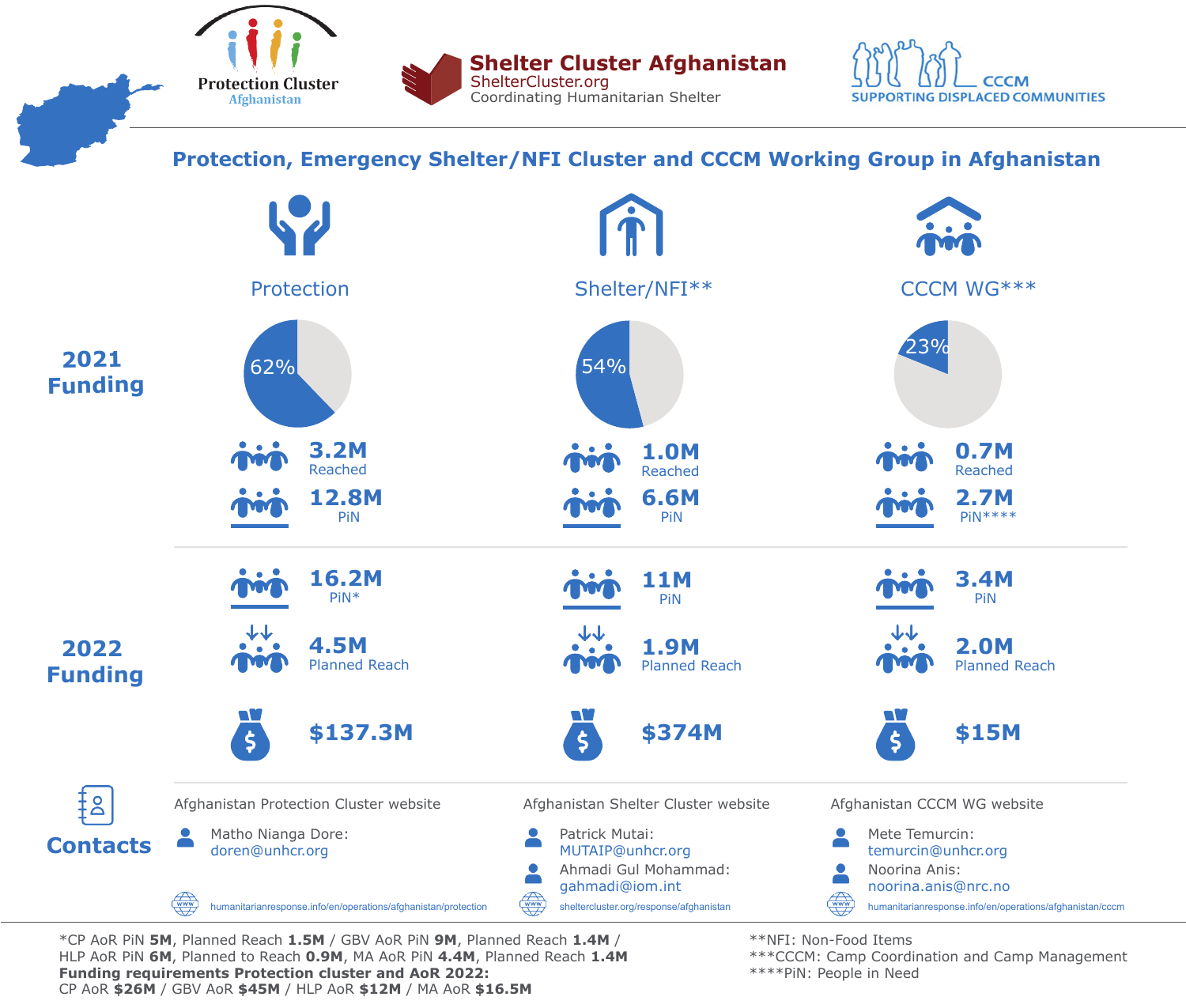Protection Cluster Afghanistan

**Shelter Cluster Afghanistan**
ShelterCluster.org
Coordinating Humanitarian Shelter

CCCM
SUPPORTING DISPLACED COMMUNITIES

## Protection, Emergency Shelter/NFI Cluster and CCCM Working Group in Afghanistan

| | Protection | Shelter/NFI** | CCCM WG*** |
|---|---|---|---|
| **2021 Funding** | 62% | 54% | 23% |
| | **3.2M** Reached | **1.0M** Reached | **0.7M** Reached |
| | **12.8M** PiN | **6.6M** PiN | **2.7M** PiN**** |
| **2022 Funding** | **16.2M** PiN* | **11M** PiN | **3.4M** PiN |
| | **4.5M** Planned Reach | **1.9M** Planned Reach | **2.0M** Planned Reach |
| | **$137.3M** | **$374M** | **$15M** |

## Contacts

| Afghanistan Protection Cluster website | Afghanistan Shelter Cluster website | Afghanistan CCCM WG website |
|---|---|---|
| Matho Nianga Dore: doren@unhcr.org | Patrick Mutai: MUTAIP@unhcr.org | Mete Temurcin: temurcin@unhcr.org |
| | Ahmadi Gul Mohammad: gahmadi@iom.int | Noorina Anis: noorina.anis@nrc.no |
| humanitarianresponse.info/en/operations/afghanistan/protection | sheltercluster.org/response/afghanistan | humanitarianresponse.info/en/operations/afghanistan/cccm |

*CP AoR PiN **5M**, Planned Reach **1.5M** / GBV AoR PiN **9M**, Planned Reach **1.4M** /
HLP AoR PiN **6M**, Planned to Reach **0.9M**, MA AoR PiN **4.4M**, Planned Reach **1.4M**
**Funding requirements Protection cluster and AoR 2022:**
CP AoR **$26M** / GBV AoR **$45M** / HLP AoR **$12M** / MA AoR **$16.5M**

**NFI: Non-Food Items
***CCCM: Camp Coordination and Camp Management
****PiN: People in Need